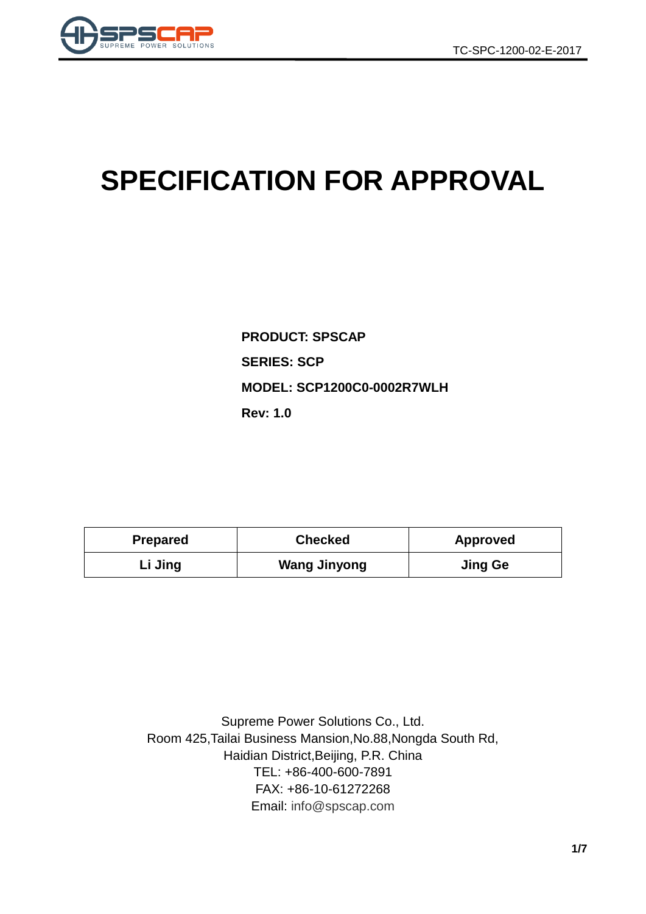# SPECIFICATION FOR APPROVAL

**PRODUCT: SPSCAP**

**SERIES: SCP**

**MODEL: SCP1200C0-0002R7WLH**

**Rev: 1.0**

| Prepared | Checked | Approved |
| --- | --- | --- |
| Li Jing | Wang Jinyong | Jing Ge |

Supreme Power Solutions Co., Ltd.
Room 425,Tailai Business Mansion,No.88,Nongda South Rd,
Haidian District,Beijing, P.R. China
TEL: +86-400-600-7891
FAX: +86-10-61272268
Email: info@spscap.com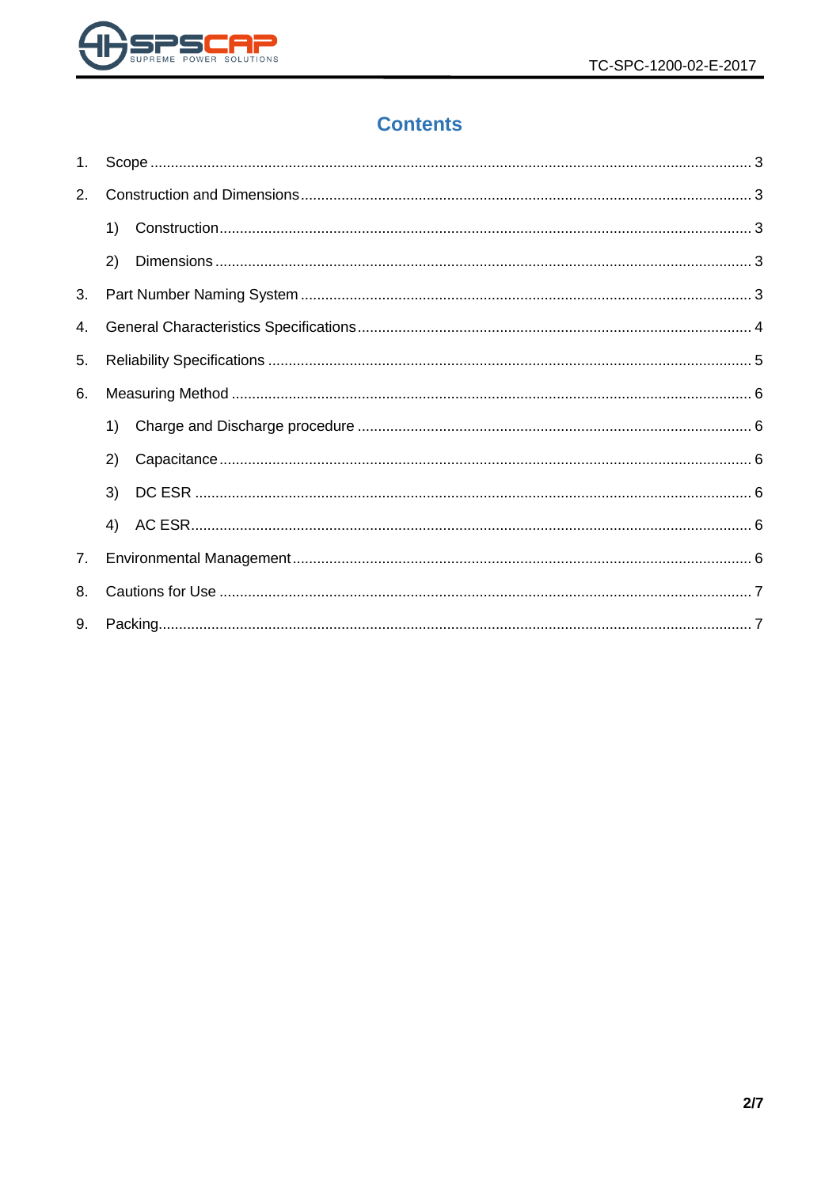# Contents

1. Scope ........................................................................................................................................ 3
2. Construction and Dimensions ................................................................................................... 3
   1) Construction ......................................................................................................................... 3
   2) Dimensions ........................................................................................................................... 3
3. Part Number Naming System ................................................................................................... 3
4. General Characteristics Specifications ..................................................................................... 4
5. Reliability Specifications .......................................................................................................... 5
6. Measuring Method ................................................................................................................... 6
   1) Charge and Discharge procedure ......................................................................................... 6
   2) Capacitance ......................................................................................................................... 6
   3) DC ESR ................................................................................................................................ 6
   4) AC ESR ................................................................................................................................ 6
7. Environmental Management .................................................................................................... 6
8. Cautions for Use ...................................................................................................................... 7
9. Packing .................................................................................................................................... 7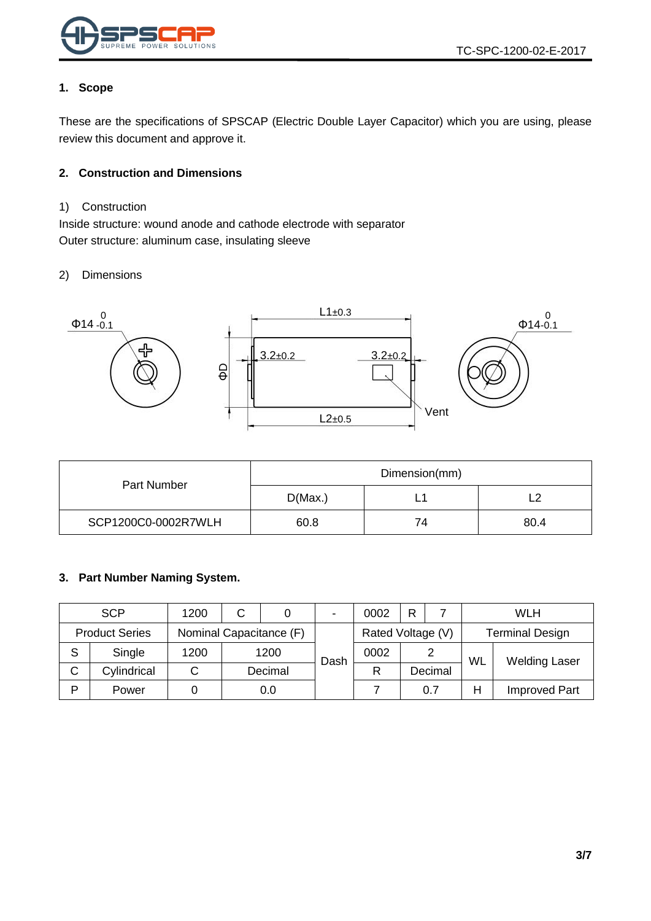## 1. Scope

These are the specifications of SPSCAP (Electric Double Layer Capacitor) which you are using, please review this document and approve it.

## 2. Construction and Dimensions

1) Construction

Inside structure: wound anode and cathode electrode with separator

Outer structure: aluminum case, insulating sleeve

2) Dimensions

| Part Number | Dimension(mm) | | |
|---|---|---|---|
| | D(Max.) | L1 | L2 |
| SCP1200C0-0002R7WLH | 60.8 | 74 | 80.4 |

## 3. Part Number Naming System.

| SCP | | 1200 | C | 0 | - | 0002 | R | 7 | WLH | |
|---|---|---|---|---|---|---|---|---|---|---|
| Product Series | | Nominal Capacitance (F) | | | Dash | Rated Voltage (V) | | | Terminal Design | |
| S | Single | 1200 | 1200 | | | 0002 | 2 | | WL | Welding Laser |
| C | Cylindrical | C | Decimal | | | R | Decimal | | | |
| P | Power | 0 | 0.0 | | | 7 | 0.7 | | H | Improved Part |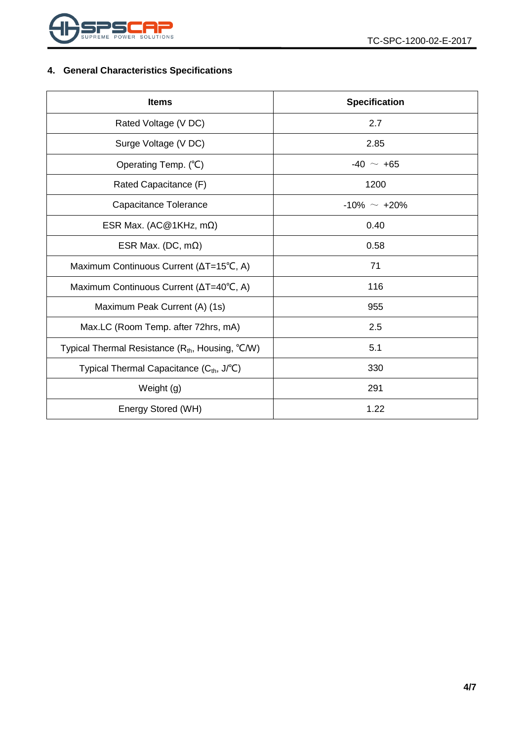## 4. General Characteristics Specifications

| Items | Specification |
| --- | --- |
| Rated Voltage (V DC) | 2.7 |
| Surge Voltage (V DC) | 2.85 |
| Operating Temp. (℃) | -40 ～ +65 |
| Rated Capacitance (F) | 1200 |
| Capacitance Tolerance | -10% ～ +20% |
| ESR Max. (AC@1KHz, mΩ) | 0.40 |
| ESR Max. (DC, mΩ) | 0.58 |
| Maximum Continuous Current (ΔT=15℃, A) | 71 |
| Maximum Continuous Current (ΔT=40℃, A) | 116 |
| Maximum Peak Current (A) (1s) | 955 |
| Max.LC (Room Temp. after 72hrs, mA) | 2.5 |
| Typical Thermal Resistance ($R_{th}$, Housing, ℃/W) | 5.1 |
| Typical Thermal Capacitance ($C_{th}$, J/℃) | 330 |
| Weight (g) | 291 |
| Energy Stored (WH) | 1.22 |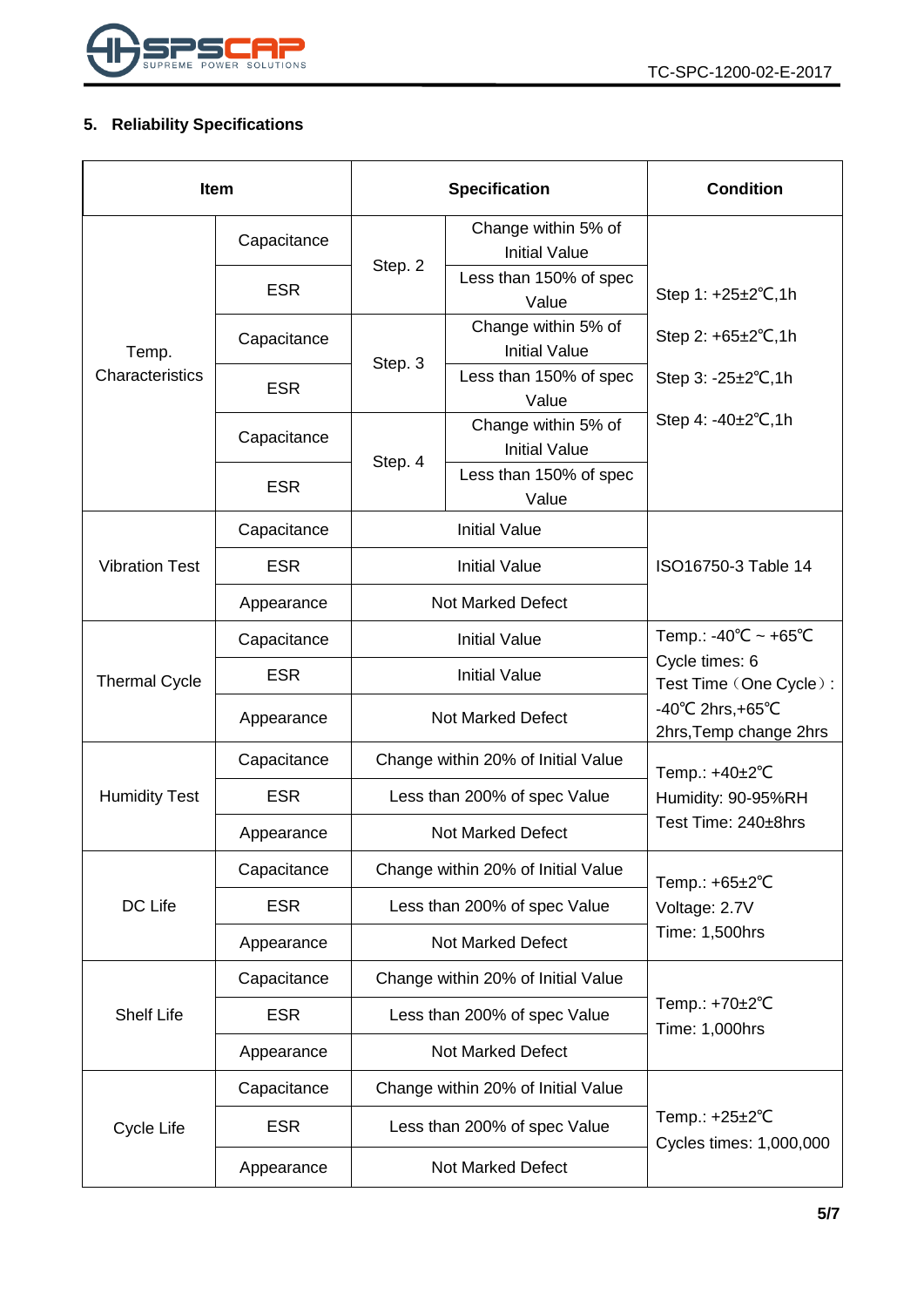## 5. Reliability Specifications

| Item | | Specification | | Condition |
|---|---|---|---|---|
| Temp. Characteristics | Capacitance | Step. 2 | Change within 5% of Initial Value | Step 1: +25±2℃,1h<br>Step 2: +65±2℃,1h<br>Step 3: -25±2℃,1h<br>Step 4: -40±2℃,1h |
| | ESR | | Less than 150% of spec Value | |
| | Capacitance | Step. 3 | Change within 5% of Initial Value | |
| | ESR | | Less than 150% of spec Value | |
| | Capacitance | Step. 4 | Change within 5% of Initial Value | |
| | ESR | | Less than 150% of spec Value | |
| Vibration Test | Capacitance | Initial Value | | ISO16750-3 Table 14 |
| | ESR | Initial Value | | |
| | Appearance | Not Marked Defect | | |
| Thermal Cycle | Capacitance | Initial Value | | Temp.: -40℃ ~ +65℃<br>Cycle times: 6<br>Test Time（One Cycle）: -40℃ 2hrs,+65℃ 2hrs,Temp change 2hrs |
| | ESR | Initial Value | | |
| | Appearance | Not Marked Defect | | |
| Humidity Test | Capacitance | Change within 20% of Initial Value | | Temp.: +40±2℃<br>Humidity: 90-95%RH<br>Test Time: 240±8hrs |
| | ESR | Less than 200% of spec Value | | |
| | Appearance | Not Marked Defect | | |
| DC Life | Capacitance | Change within 20% of Initial Value | | Temp.: +65±2℃<br>Voltage: 2.7V<br>Time: 1,500hrs |
| | ESR | Less than 200% of spec Value | | |
| | Appearance | Not Marked Defect | | |
| Shelf Life | Capacitance | Change within 20% of Initial Value | | Temp.: +70±2℃<br>Time: 1,000hrs |
| | ESR | Less than 200% of spec Value | | |
| | Appearance | Not Marked Defect | | |
| Cycle Life | Capacitance | Change within 20% of Initial Value | | Temp.: +25±2℃<br>Cycles times: 1,000,000 |
| | ESR | Less than 200% of spec Value | | |
| | Appearance | Not Marked Defect | | |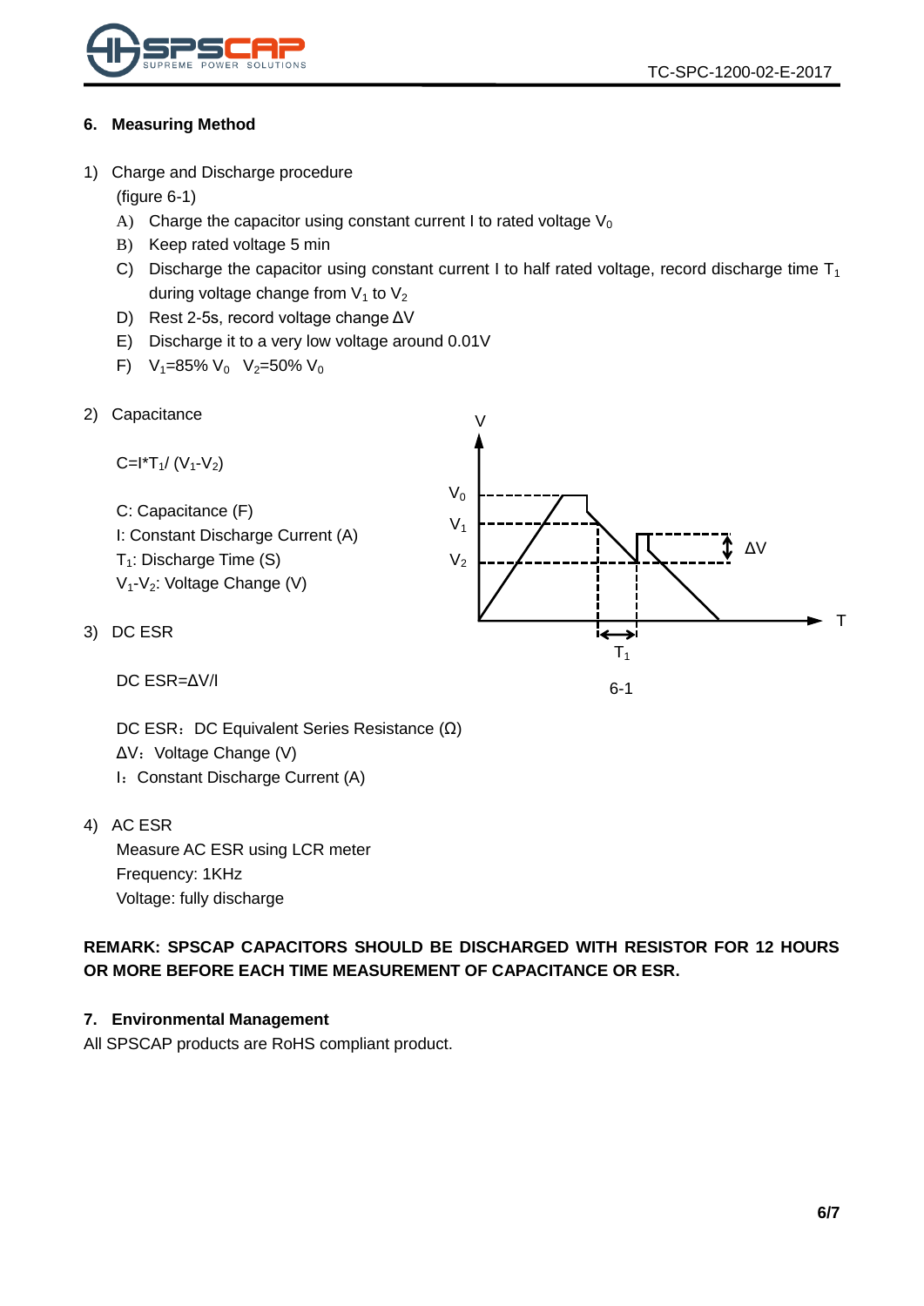## 6. Measuring Method

1) Charge and Discharge procedure

   (figure 6-1)

   A) Charge the capacitor using constant current I to rated voltage $V_0$
   
   B) Keep rated voltage 5 min
   
   C) Discharge the capacitor using constant current I to half rated voltage, record discharge time $T_1$ during voltage change from $V_1$ to $V_2$
   
   D) Rest 2-5s, record voltage change ΔV
   
   E) Discharge it to a very low voltage around 0.01V
   
   F) $V_1$=85% $V_0$  $V_2$=50% $V_0$

2) Capacitance

   $C=I*T_1/(V_1-V_2)$

   C: Capacitance (F)
   
   I: Constant Discharge Current (A)
   
   $T_1$: Discharge Time (S)
   
   $V_1$-$V_2$: Voltage Change (V)

3) DC ESR

   DC ESR=ΔV/I

   DC ESR：DC Equivalent Series Resistance (Ω)
   
   ΔV：Voltage Change (V)
   
   I：Constant Discharge Current (A)

6-1

4) AC ESR

   Measure AC ESR using LCR meter
   
   Frequency: 1KHz
   
   Voltage: fully discharge

**REMARK: SPSCAP CAPACITORS SHOULD BE DISCHARGED WITH RESISTOR FOR 12 HOURS OR MORE BEFORE EACH TIME MEASUREMENT OF CAPACITANCE OR ESR.**

## 7. Environmental Management

All SPSCAP products are RoHS compliant product.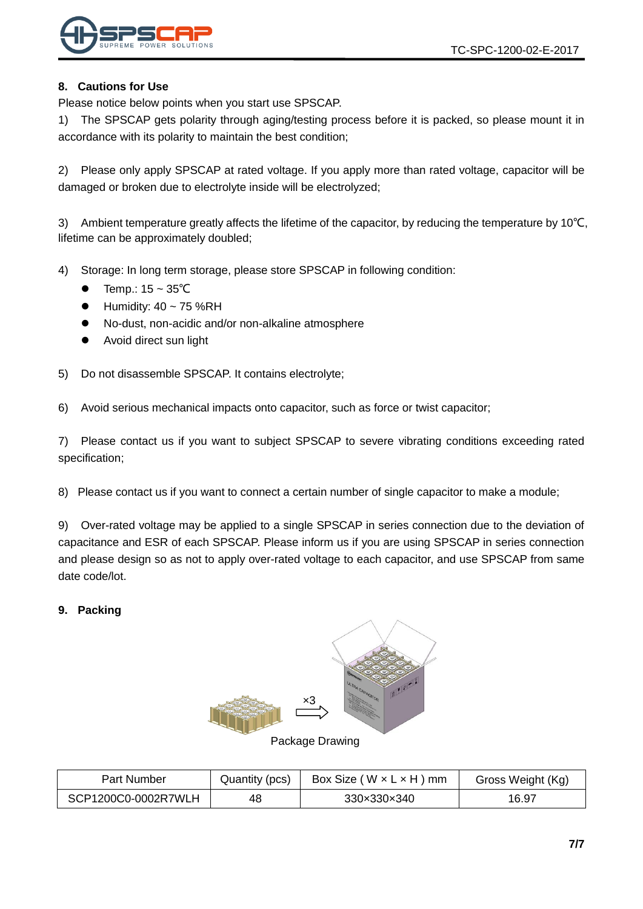## 8. Cautions for Use

Please notice below points when you start use SPSCAP.

1) The SPSCAP gets polarity through aging/testing process before it is packed, so please mount it in accordance with its polarity to maintain the best condition;

2) Please only apply SPSCAP at rated voltage. If you apply more than rated voltage, capacitor will be damaged or broken due to electrolyte inside will be electrolyzed;

3) Ambient temperature greatly affects the lifetime of the capacitor, by reducing the temperature by 10℃, lifetime can be approximately doubled;

4) Storage: In long term storage, please store SPSCAP in following condition:

- Temp.: 15 ~ 35℃
- Humidity: 40 ~ 75 %RH
- No-dust, non-acidic and/or non-alkaline atmosphere
- Avoid direct sun light

5) Do not disassemble SPSCAP. It contains electrolyte;

6) Avoid serious mechanical impacts onto capacitor, such as force or twist capacitor;

7) Please contact us if you want to subject SPSCAP to severe vibrating conditions exceeding rated specification;

8) Please contact us if you want to connect a certain number of single capacitor to make a module;

9) Over-rated voltage may be applied to a single SPSCAP in series connection due to the deviation of capacitance and ESR of each SPSCAP. Please inform us if you are using SPSCAP in series connection and please design so as not to apply over-rated voltage to each capacitor, and use SPSCAP from same date code/lot.

## 9. Packing

×3

Package Drawing

| Part Number | Quantity (pcs) | Box Size ( W × L × H ) mm | Gross Weight (Kg) |
|---|---|---|---|
| SCP1200C0-0002R7WLH | 48 | 330×330×340 | 16.97 |